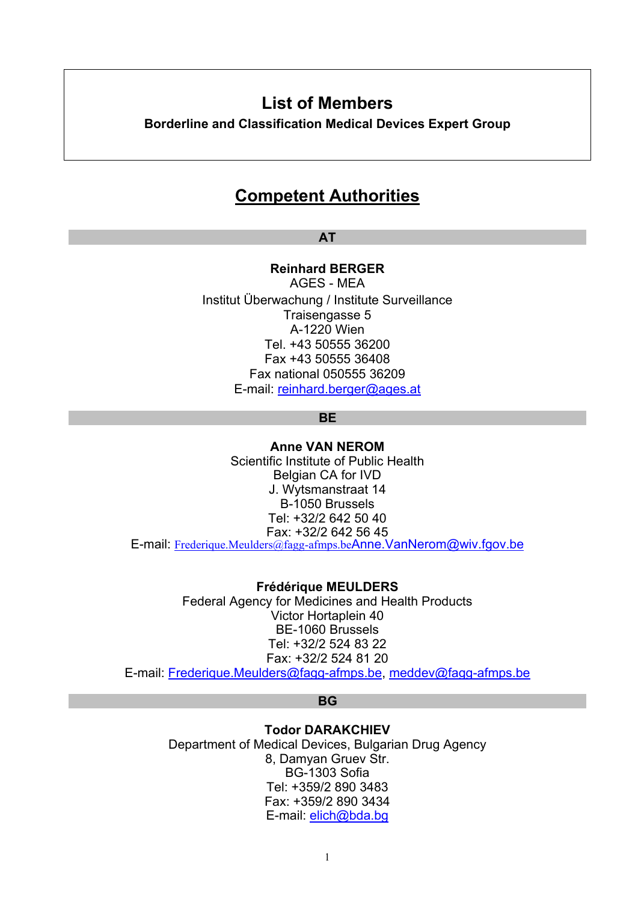# List of Members

**Borderline and Classification Medical Devices Expert Group**

## Competent Authorities

### AT

**Reinhard BERGER**
AGES - MEA
Institut Überwachung / Institute Surveillance
Traisengasse 5
A-1220 Wien
Tel. +43 50555 36200
Fax +43 50555 36408
Fax national 050555 36209
E-mail: reinhard.berger@ages.at

### BE

**Anne VAN NEROM**
Scientific Institute of Public Health
Belgian CA for IVD
J. Wytsmanstraat 14
B-1050 Brussels
Tel: +32/2 642 50 40
Fax: +32/2 642 56 45
E-mail: Frederique.Meulders@fagg-afmps.beAnne.VanNerom@wiv.fgov.be

**Frédérique MEULDERS**
Federal Agency for Medicines and Health Products
Victor Hortaplein 40
BE-1060 Brussels
Tel: +32/2 524 83 22
Fax: +32/2 524 81 20
E-mail: Frederique.Meulders@fagg-afmps.be, meddev@fagg-afmps.be

### BG

**Todor DARAKCHIEV**
Department of Medical Devices, Bulgarian Drug Agency
8, Damyan Gruev Str.
BG-1303 Sofia
Tel: +359/2 890 3483
Fax: +359/2 890 3434
E-mail: elich@bda.bg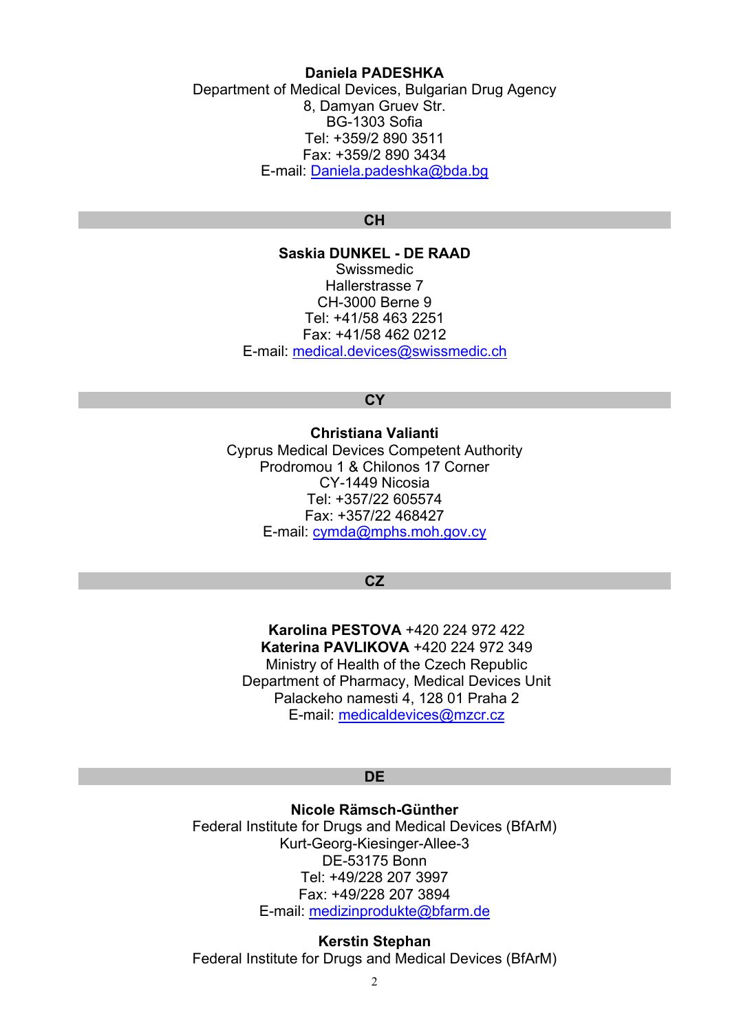**Daniela PADESHKA**
Department of Medical Devices, Bulgarian Drug Agency
8, Damyan Gruev Str.
BG-1303 Sofia
Tel: +359/2 890 3511
Fax: +359/2 890 3434
E-mail: Daniela.padeshka@bda.bg

## CH

**Saskia DUNKEL - DE RAAD**
Swissmedic
Hallerstrasse 7
CH-3000 Berne 9
Tel: +41/58 463 2251
Fax: +41/58 462 0212
E-mail: medical.devices@swissmedic.ch

## CY

**Christiana Valianti**
Cyprus Medical Devices Competent Authority
Prodromou 1 & Chilonos 17 Corner
CY-1449 Nicosia
Tel: +357/22 605574
Fax: +357/22 468427
E-mail: cymda@mphs.moh.gov.cy

## CZ

**Karolina PESTOVA** +420 224 972 422
**Katerina PAVLIKOVA** +420 224 972 349
Ministry of Health of the Czech Republic
Department of Pharmacy, Medical Devices Unit
Palackeho namesti 4, 128 01 Praha 2
E-mail: medicaldevices@mzcr.cz

## DE

**Nicole Rämsch-Günther**
Federal Institute for Drugs and Medical Devices (BfArM)
Kurt-Georg-Kiesinger-Allee-3
DE-53175 Bonn
Tel: +49/228 207 3997
Fax: +49/228 207 3894
E-mail: medizinprodukte@bfarm.de

**Kerstin Stephan**
Federal Institute for Drugs and Medical Devices (BfArM)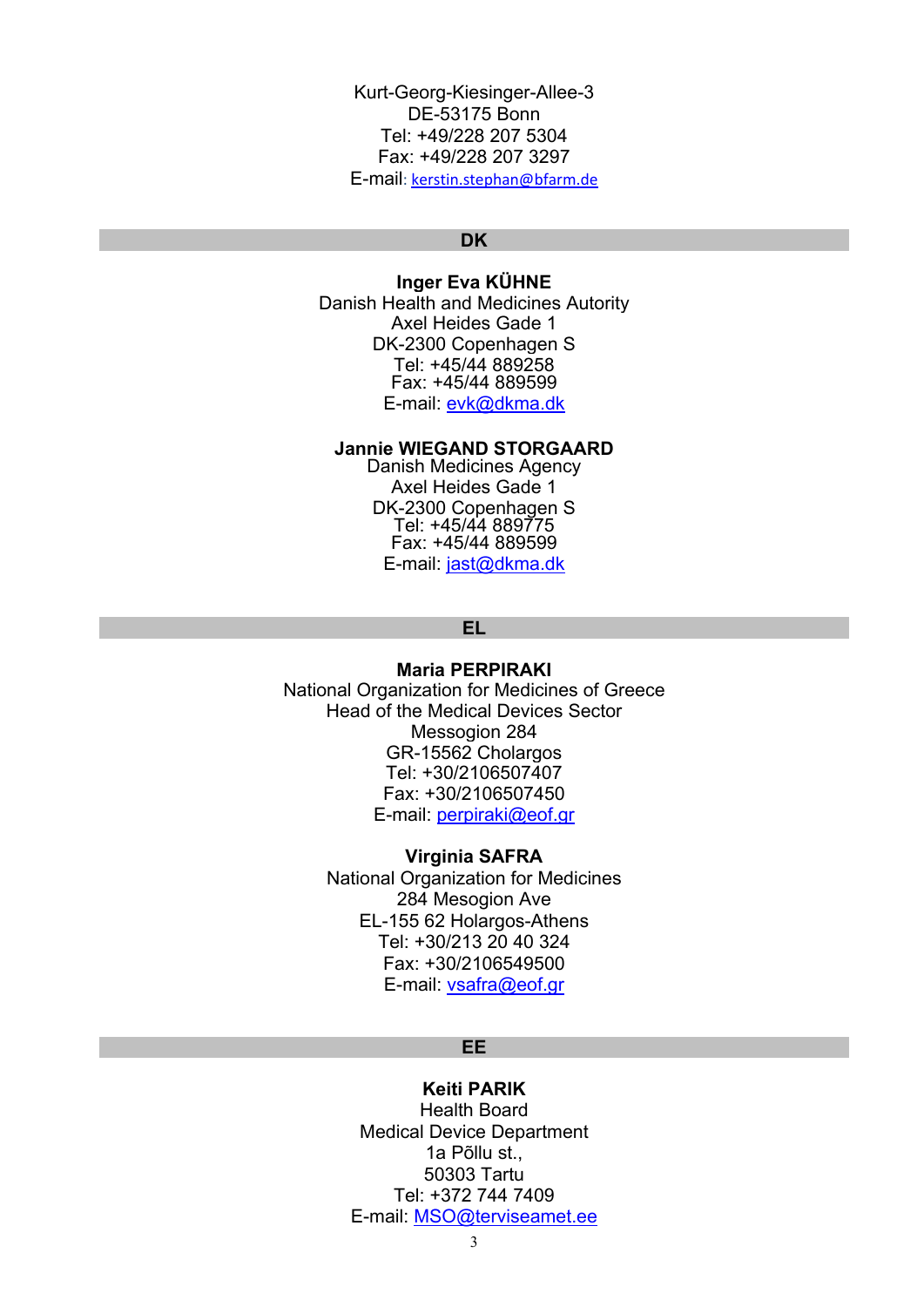Kurt-Georg-Kiesinger-Allee-3
DE-53175 Bonn
Tel: +49/228 207 5304
Fax: +49/228 207 3297
E-mail: kerstin.stephan@bfarm.de

## DK

**Inger Eva KÜHNE**
Danish Health and Medicines Autority
Axel Heides Gade 1
DK-2300 Copenhagen S
Tel: +45/44 889258
Fax: +45/44 889599
E-mail: evk@dkma.dk

**Jannie WIEGAND STORGAARD**
Danish Medicines Agency
Axel Heides Gade 1
DK-2300 Copenhagen S
Tel: +45/44 889775
Fax: +45/44 889599
E-mail: jast@dkma.dk

## EL

**Maria PERPIRAKI**
National Organization for Medicines of Greece
Head of the Medical Devices Sector
Messogion 284
GR-15562 Cholargos
Tel: +30/2106507407
Fax: +30/2106507450
E-mail: perpiraki@eof.gr

**Virginia SAFRA**
National Organization for Medicines
284 Mesogion Ave
EL-155 62 Holargos-Athens
Tel: +30/213 20 40 324
Fax: +30/2106549500
E-mail: vsafra@eof.gr

## EE

**Keiti PARIK**
Health Board
Medical Device Department
1a Põllu st.,
50303 Tartu
Tel: +372 744 7409
E-mail: MSO@terviseamet.ee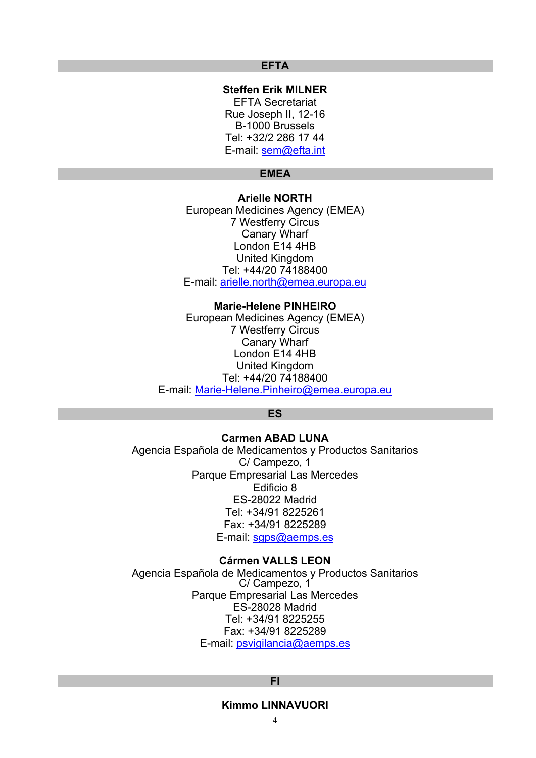## EFTA

**Steffen Erik MILNER**
EFTA Secretariat
Rue Joseph II, 12-16
B-1000 Brussels
Tel: +32/2 286 17 44
E-mail: sem@efta.int

## EMEA

**Arielle NORTH**
European Medicines Agency (EMEA)
7 Westferry Circus
Canary Wharf
London E14 4HB
United Kingdom
Tel: +44/20 74188400
E-mail: arielle.north@emea.europa.eu

**Marie-Helene PINHEIRO**
European Medicines Agency (EMEA)
7 Westferry Circus
Canary Wharf
London E14 4HB
United Kingdom
Tel: +44/20 74188400
E-mail: Marie-Helene.Pinheiro@emea.europa.eu

## ES

**Carmen ABAD LUNA**
Agencia Española de Medicamentos y Productos Sanitarios
C/ Campezo, 1
Parque Empresarial Las Mercedes
Edificio 8
ES-28022 Madrid
Tel: +34/91 8225261
Fax: +34/91 8225289
E-mail: sgps@aemps.es

**Cármen VALLS LEON**
Agencia Española de Medicamentos y Productos Sanitarios
C/ Campezo, 1
Parque Empresarial Las Mercedes
ES-28028 Madrid
Tel: +34/91 8225255
Fax: +34/91 8225289
E-mail: psvigilancia@aemps.es

## FI

**Kimmo LINNAVUORI**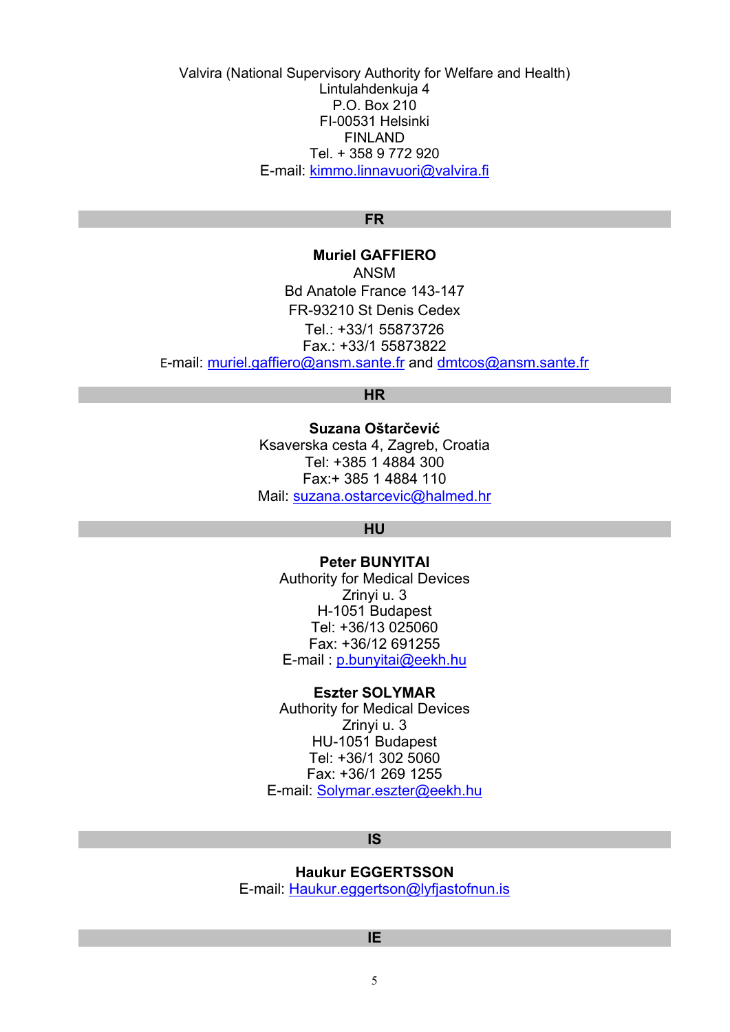Valvira (National Supervisory Authority for Welfare and Health)
Lintulahdenkuja 4
P.O. Box 210
FI-00531 Helsinki
FINLAND
Tel. + 358 9 772 920
E-mail: kimmo.linnavuori@valvira.fi

## FR

**Muriel GAFFIERO**
ANSM
Bd Anatole France 143-147
FR-93210 St Denis Cedex
Tel.: +33/1 55873726
Fax.: +33/1 55873822
E-mail: muriel.gaffiero@ansm.sante.fr and dmtcos@ansm.sante.fr

## HR

**Suzana Oštarčević**
Ksaverska cesta 4, Zagreb, Croatia
Tel: +385 1 4884 300
Fax:+ 385 1 4884 110
Mail: suzana.ostarcevic@halmed.hr

## HU

**Peter BUNYITAI**
Authority for Medical Devices
Zrinyi u. 3
H-1051 Budapest
Tel: +36/13 025060
Fax: +36/12 691255
E-mail : p.bunyitai@eekh.hu

**Eszter SOLYMAR**
Authority for Medical Devices
Zrinyi u. 3
HU-1051 Budapest
Tel: +36/1 302 5060
Fax: +36/1 269 1255
E-mail: Solymar.eszter@eekh.hu

## IS

**Haukur EGGERTSSON**
E-mail: Haukur.eggertson@lyfjastofnun.is

## IE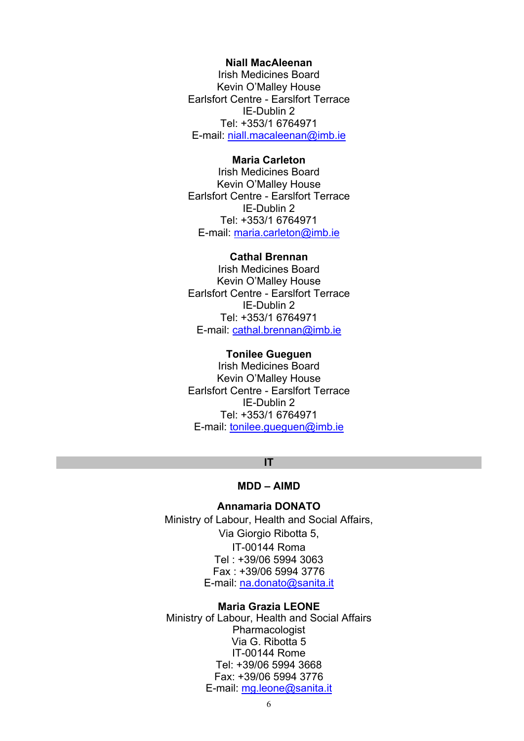**Niall MacAleenan**
Irish Medicines Board
Kevin O'Malley House
Earlsfort Centre - Earslfort Terrace
IE-Dublin 2
Tel: +353/1 6764971
E-mail: niall.macaleenan@imb.ie

**Maria Carleton**
Irish Medicines Board
Kevin O'Malley House
Earlsfort Centre - Earslfort Terrace
IE-Dublin 2
Tel: +353/1 6764971
E-mail: maria.carleton@imb.ie

**Cathal Brennan**
Irish Medicines Board
Kevin O'Malley House
Earlsfort Centre - Earslfort Terrace
IE-Dublin 2
Tel: +353/1 6764971
E-mail: cathal.brennan@imb.ie

**Tonilee Gueguen**
Irish Medicines Board
Kevin O'Malley House
Earlsfort Centre - Earslfort Terrace
IE-Dublin 2
Tel: +353/1 6764971
E-mail: tonilee.gueguen@imb.ie

## IT

### MDD – AIMD

**Annamaria DONATO**
Ministry of Labour, Health and Social Affairs,
Via Giorgio Ribotta 5,
IT-00144 Roma
Tel : +39/06 5994 3063
Fax : +39/06 5994 3776
E-mail: na.donato@sanita.it

**Maria Grazia LEONE**
Ministry of Labour, Health and Social Affairs
Pharmacologist
Via G. Ribotta 5
IT-00144 Rome
Tel: +39/06 5994 3668
Fax: +39/06 5994 3776
E-mail: mg.leone@sanita.it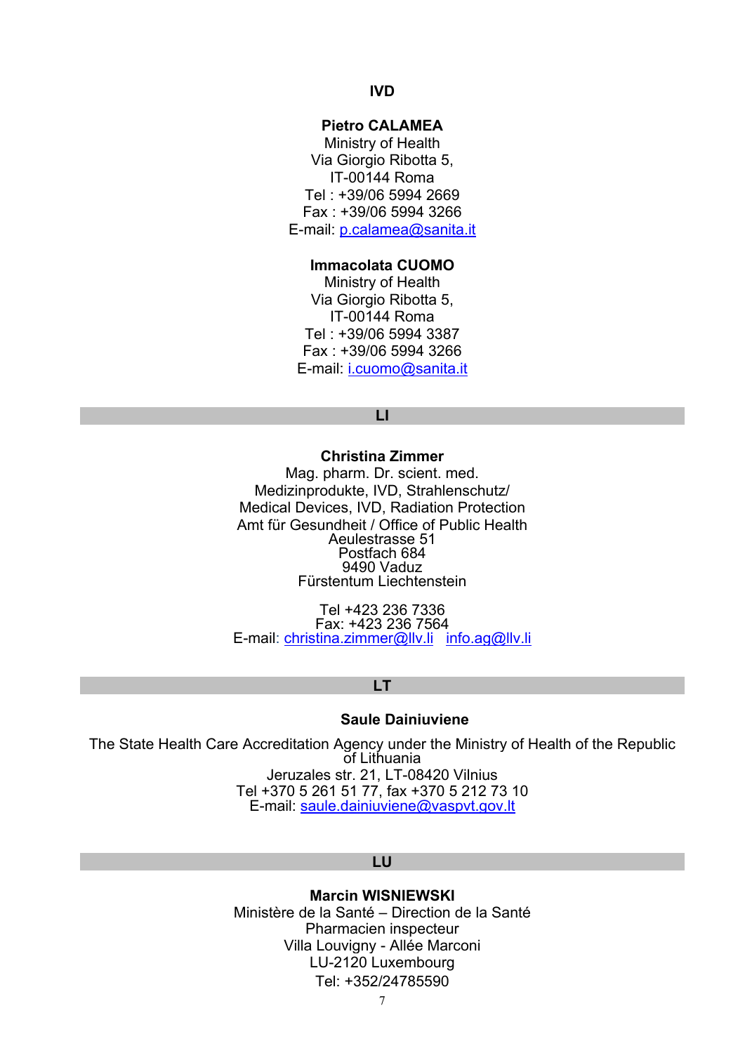**IVD**

**Pietro CALAMEA**
Ministry of Health
Via Giorgio Ribotta 5,
IT-00144 Roma
Tel : +39/06 5994 2669
Fax : +39/06 5994 3266
E-mail: p.calamea@sanita.it

**Immacolata CUOMO**
Ministry of Health
Via Giorgio Ribotta 5,
IT-00144 Roma
Tel : +39/06 5994 3387
Fax : +39/06 5994 3266
E-mail: i.cuomo@sanita.it

## LI

**Christina Zimmer**
Mag. pharm. Dr. scient. med.
Medizinprodukte, IVD, Strahlenschutz/
Medical Devices, IVD, Radiation Protection
Amt für Gesundheit / Office of Public Health
Aeulestrasse 51
Postfach 684
9490 Vaduz
Fürstentum Liechtenstein

Tel +423 236 7336
Fax: +423 236 7564
E-mail: christina.zimmer@llv.li info.ag@llv.li

## LT

**Saule Dainiuviene**

The State Health Care Accreditation Agency under the Ministry of Health of the Republic of Lithuania
Jeruzales str. 21, LT-08420 Vilnius
Tel +370 5 261 51 77, fax +370 5 212 73 10
E-mail: saule.dainiuviene@vaspvt.gov.lt

## LU

**Marcin WISNIEWSKI**
Ministère de la Santé – Direction de la Santé
Pharmacien inspecteur
Villa Louvigny - Allée Marconi
LU-2120 Luxembourg
Tel: +352/24785590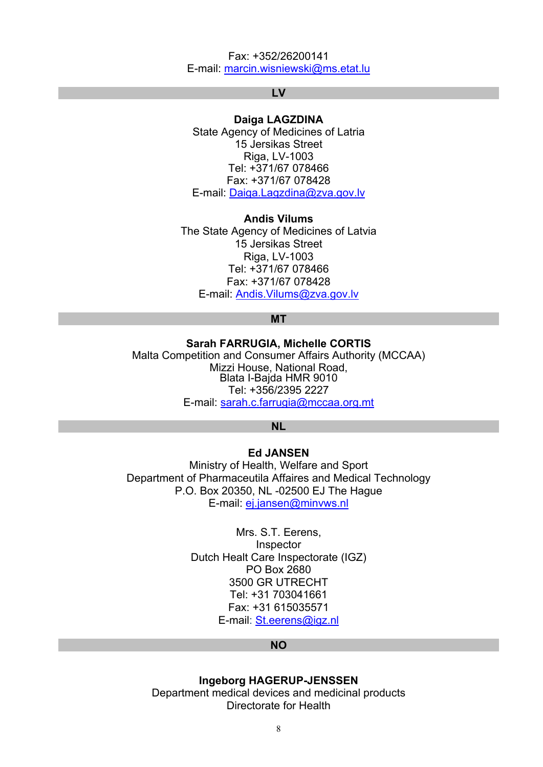Fax: +352/26200141
E-mail: marcin.wisniewski@ms.etat.lu

## LV

**Daiga LAGZDINA**
State Agency of Medicines of Latria
15 Jersikas Street
Riga, LV-1003
Tel: +371/67 078466
Fax: +371/67 078428
E-mail: Daiga.Lagzdina@zva.gov.lv

**Andis Vilums**
The State Agency of Medicines of Latvia
15 Jersikas Street
Riga, LV-1003
Tel: +371/67 078466
Fax: +371/67 078428
E-mail: Andis.Vilums@zva.gov.lv

## MT

**Sarah FARRUGIA, Michelle CORTIS**
Malta Competition and Consumer Affairs Authority (MCCAA)
Mizzi House, National Road,
Blata l-Bajda HMR 9010
Tel: +356/2395 2227
E-mail: sarah.c.farrugia@mccaa.org.mt

## NL

**Ed JANSEN**
Ministry of Health, Welfare and Sport
Department of Pharmaceutila Affaires and Medical Technology
P.O. Box 20350, NL -02500 EJ The Hague
E-mail: ej.jansen@minvws.nl

Mrs. S.T. Eerens,
Inspector
Dutch Healt Care Inspectorate (IGZ)
PO Box 2680
3500 GR UTRECHT
Tel: +31 703041661
Fax: +31 615035571
E-mail: St.eerens@igz.nl

## NO

**Ingeborg HAGERUP-JENSSEN**
Department medical devices and medicinal products
Directorate for Health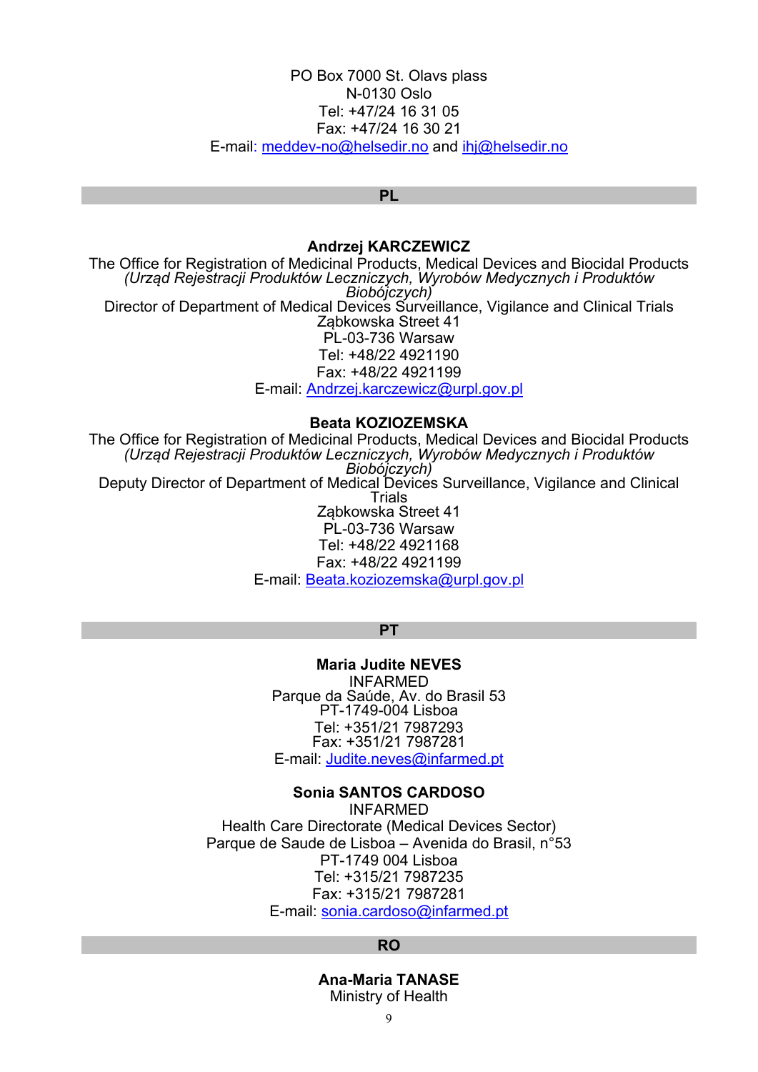PO Box 7000 St. Olavs plass
N-0130 Oslo
Tel: +47/24 16 31 05
Fax: +47/24 16 30 21
E-mail: meddev-no@helsedir.no and ihj@helsedir.no

## PL

**Andrzej KARCZEWICZ**
The Office for Registration of Medicinal Products, Medical Devices and Biocidal Products
*(Urząd Rejestracji Produktów Leczniczych, Wyrobów Medycznych i Produktów Biobójczych)*
Director of Department of Medical Devices Surveillance, Vigilance and Clinical Trials
Ząbkowska Street 41
PL-03-736 Warsaw
Tel: +48/22 4921190
Fax: +48/22 4921199
E-mail: Andrzej.karczewicz@urpl.gov.pl

**Beata KOZIOZEMSKA**
The Office for Registration of Medicinal Products, Medical Devices and Biocidal Products
*(Urząd Rejestracji Produktów Leczniczych, Wyrobów Medycznych i Produktów Biobójczych)*
Deputy Director of Department of Medical Devices Surveillance, Vigilance and Clinical Trials
Ząbkowska Street 41
PL-03-736 Warsaw
Tel: +48/22 4921168
Fax: +48/22 4921199
E-mail: Beata.koziozemska@urpl.gov.pl

## PT

**Maria Judite NEVES**
INFARMED
Parque da Saúde, Av. do Brasil 53
PT-1749-004 Lisboa
Tel: +351/21 7987293
Fax: +351/21 7987281
E-mail: Judite.neves@infarmed.pt

**Sonia SANTOS CARDOSO**
INFARMED
Health Care Directorate (Medical Devices Sector)
Parque de Saude de Lisboa – Avenida do Brasil, n°53
PT-1749 004 Lisboa
Tel: +315/21 7987235
Fax: +315/21 7987281
E-mail: sonia.cardoso@infarmed.pt

## RO

**Ana-Maria TANASE**
Ministry of Health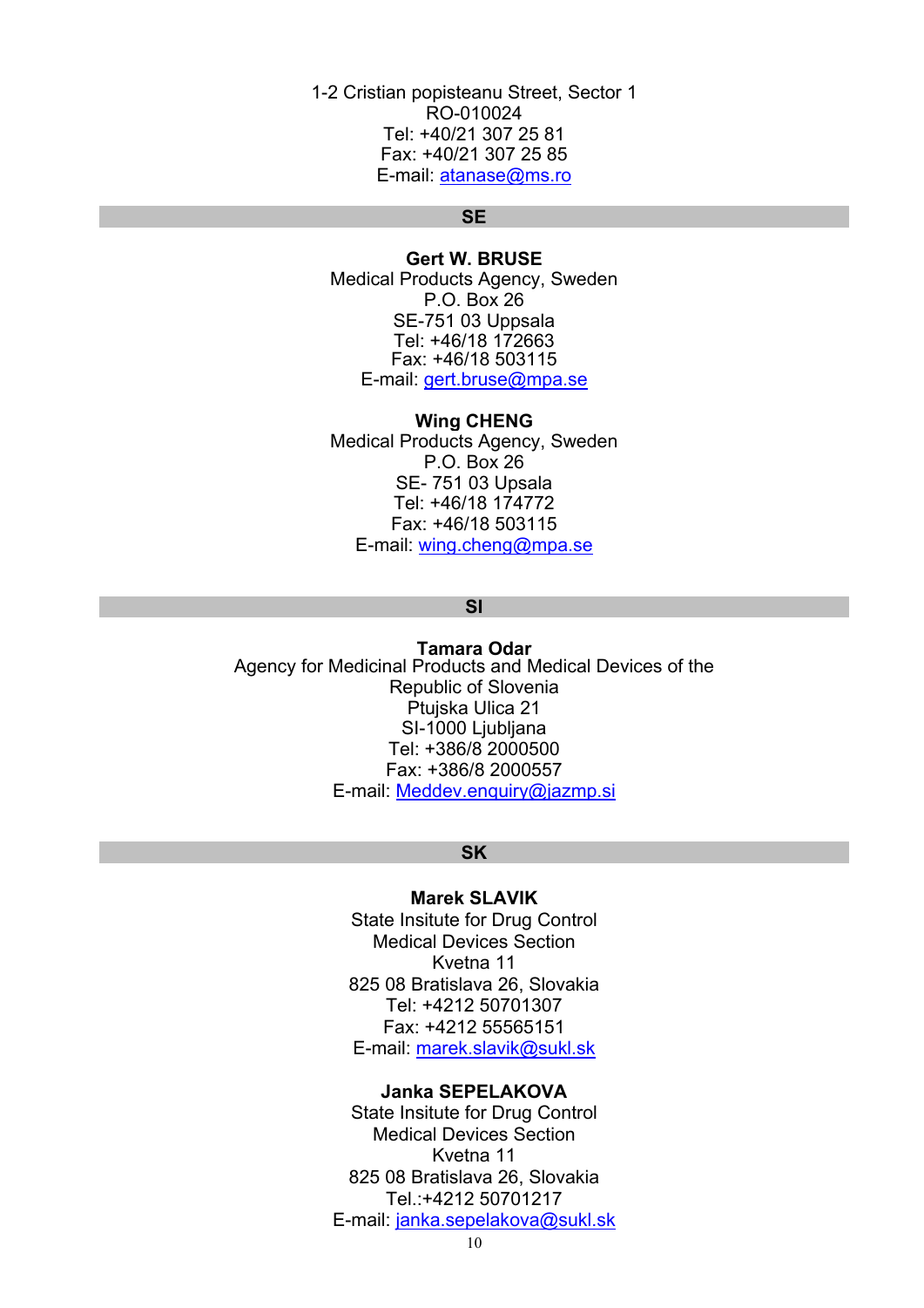1-2 Cristian popisteanu Street, Sector 1
RO-010024
Tel: +40/21 307 25 81
Fax: +40/21 307 25 85
E-mail: atanase@ms.ro

## SE

**Gert W. BRUSE**
Medical Products Agency, Sweden
P.O. Box 26
SE-751 03 Uppsala
Tel: +46/18 172663
Fax: +46/18 503115
E-mail: gert.bruse@mpa.se

**Wing CHENG**
Medical Products Agency, Sweden
P.O. Box 26
SE- 751 03 Upsala
Tel: +46/18 174772
Fax: +46/18 503115
E-mail: wing.cheng@mpa.se

## SI

**Tamara Odar**
Agency for Medicinal Products and Medical Devices of the Republic of Slovenia
Ptujska Ulica 21
SI-1000 Ljubljana
Tel: +386/8 2000500
Fax: +386/8 2000557
E-mail: Meddev.enquiry@jazmp.si

## SK

**Marek SLAVIK**
State Insitute for Drug Control
Medical Devices Section
Kvetna 11
825 08 Bratislava 26, Slovakia
Tel: +4212 50701307
Fax: +4212 55565151
E-mail: marek.slavik@sukl.sk

**Janka SEPELAKOVA**
State Insitute for Drug Control
Medical Devices Section
Kvetna 11
825 08 Bratislava 26, Slovakia
Tel.:+4212 50701217
E-mail: janka.sepelakova@sukl.sk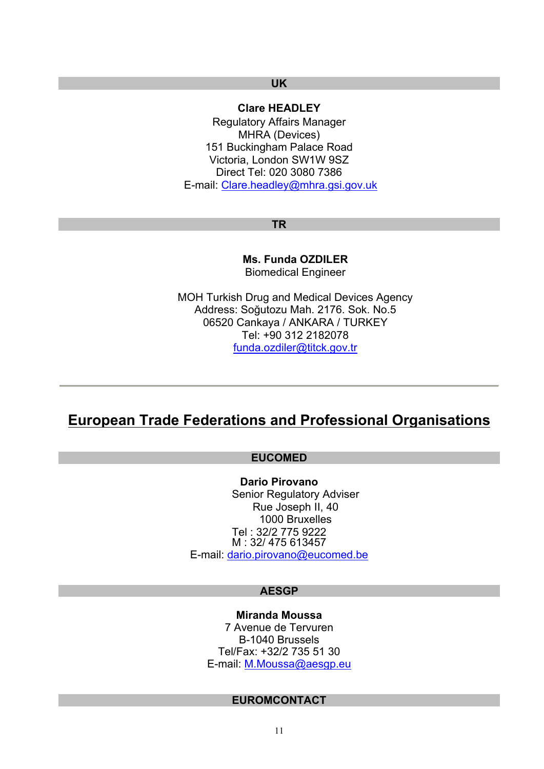### UK

**Clare HEADLEY**
Regulatory Affairs Manager
MHRA (Devices)
151 Buckingham Palace Road
Victoria, London SW1W 9SZ
Direct Tel: 020 3080 7386
E-mail: Clare.headley@mhra.gsi.gov.uk

### TR

**Ms. Funda OZDILER**
Biomedical Engineer

MOH Turkish Drug and Medical Devices Agency
Address: Soğutozu Mah. 2176. Sok. No.5
06520 Cankaya / ANKARA / TURKEY
Tel: +90 312 2182078
funda.ozdiler@titck.gov.tr

---

## European Trade Federations and Professional Organisations

### EUCOMED

**Dario Pirovano**
Senior Regulatory Adviser
Rue Joseph II, 40
1000 Bruxelles
Tel : 32/2 775 9222
M : 32/ 475 613457
E-mail: dario.pirovano@eucomed.be

### AESGP

**Miranda Moussa**
7 Avenue de Tervuren
B-1040 Brussels
Tel/Fax: +32/2 735 51 30
E-mail: M.Moussa@aesgp.eu

### EUROMCONTACT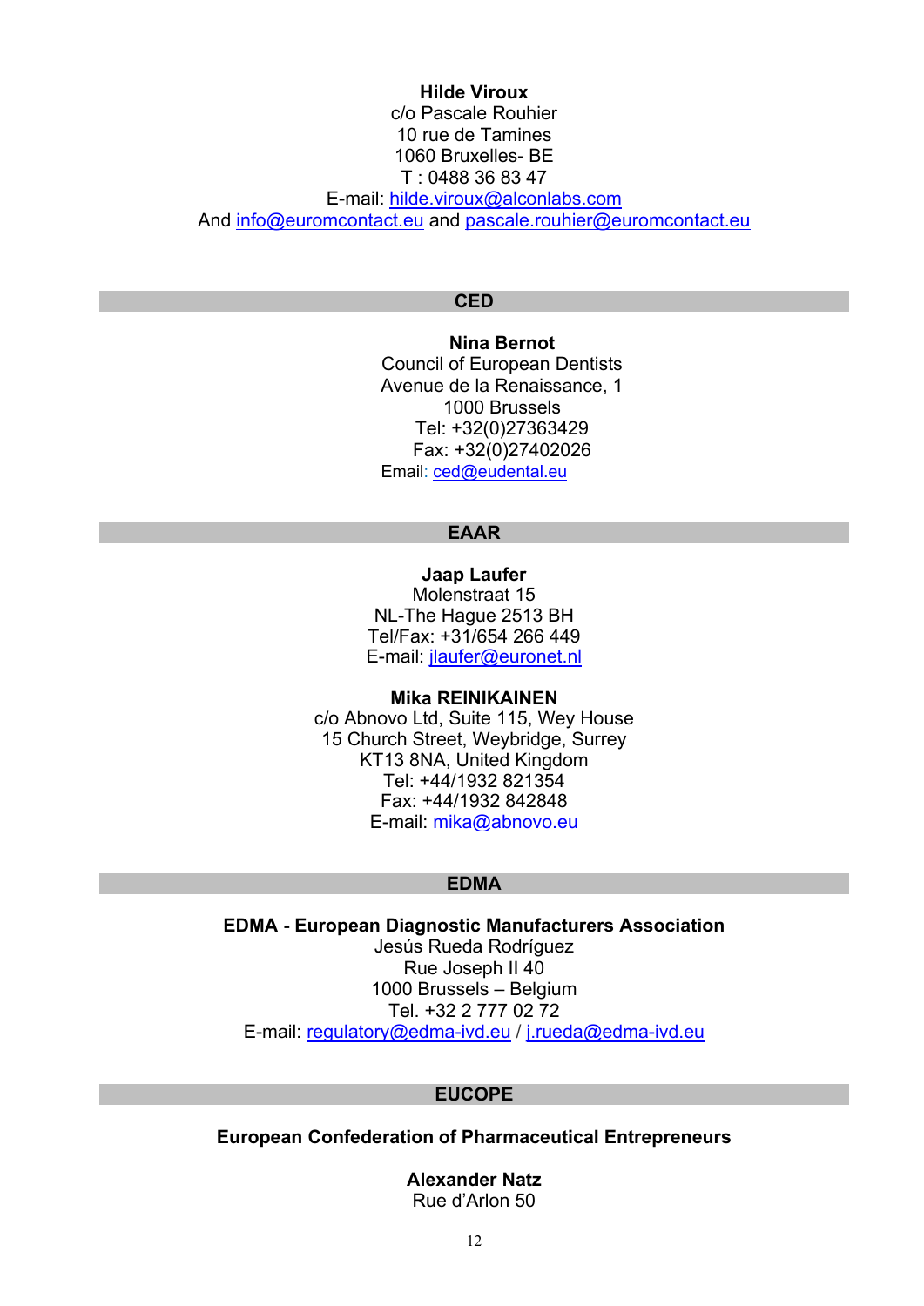**Hilde Viroux**
c/o Pascale Rouhier
10 rue de Tamines
1060 Bruxelles- BE
T : 0488 36 83 47
E-mail: hilde.viroux@alconlabs.com
And info@euromcontact.eu and pascale.rouhier@euromcontact.eu

## CED

**Nina Bernot**
Council of European Dentists
Avenue de la Renaissance, 1
1000 Brussels
Tel: +32(0)27363429
Fax: +32(0)27402026
Email: ced@eudental.eu

## EAAR

**Jaap Laufer**
Molenstraat 15
NL-The Hague 2513 BH
Tel/Fax: +31/654 266 449
E-mail: jlaufer@euronet.nl

**Mika REINIKAINEN**
c/o Abnovo Ltd, Suite 115, Wey House
15 Church Street, Weybridge, Surrey
KT13 8NA, United Kingdom
Tel: +44/1932 821354
Fax: +44/1932 842848
E-mail: mika@abnovo.eu

## EDMA

**EDMA - European Diagnostic Manufacturers Association**
Jesús Rueda Rodríguez
Rue Joseph II 40
1000 Brussels – Belgium
Tel. +32 2 777 02 72
E-mail: regulatory@edma-ivd.eu / j.rueda@edma-ivd.eu

## EUCOPE

**European Confederation of Pharmaceutical Entrepreneurs**

**Alexander Natz**
Rue d'Arlon 50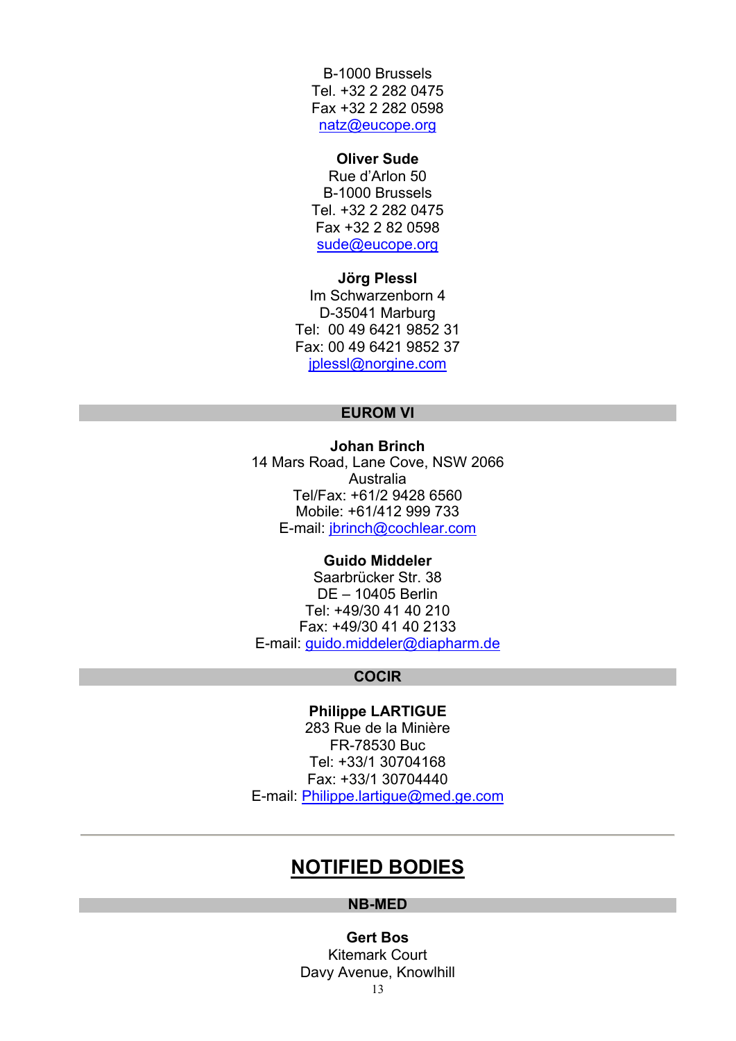B-1000 Brussels
Tel. +32 2 282 0475
Fax +32 2 282 0598
natz@eucope.org

**Oliver Sude**
Rue d'Arlon 50
B-1000 Brussels
Tel. +32 2 282 0475
Fax +32 2 82 0598
sude@eucope.org

**Jörg Plessl**
Im Schwarzenborn 4
D-35041 Marburg
Tel: 00 49 6421 9852 31
Fax: 00 49 6421 9852 37
jplessl@norgine.com

### EUROM VI

**Johan Brinch**
14 Mars Road, Lane Cove, NSW 2066
Australia
Tel/Fax: +61/2 9428 6560
Mobile: +61/412 999 733
E-mail: jbrinch@cochlear.com

**Guido Middeler**
Saarbrücker Str. 38
DE – 10405 Berlin
Tel: +49/30 41 40 210
Fax: +49/30 41 40 2133
E-mail: guido.middeler@diapharm.de

### COCIR

**Philippe LARTIGUE**
283 Rue de la Minière
FR-78530 Buc
Tel: +33/1 30704168
Fax: +33/1 30704440
E-mail: Philippe.lartigue@med.ge.com

---

## NOTIFIED BODIES

### NB-MED

**Gert Bos**
Kitemark Court
Davy Avenue, Knowlhill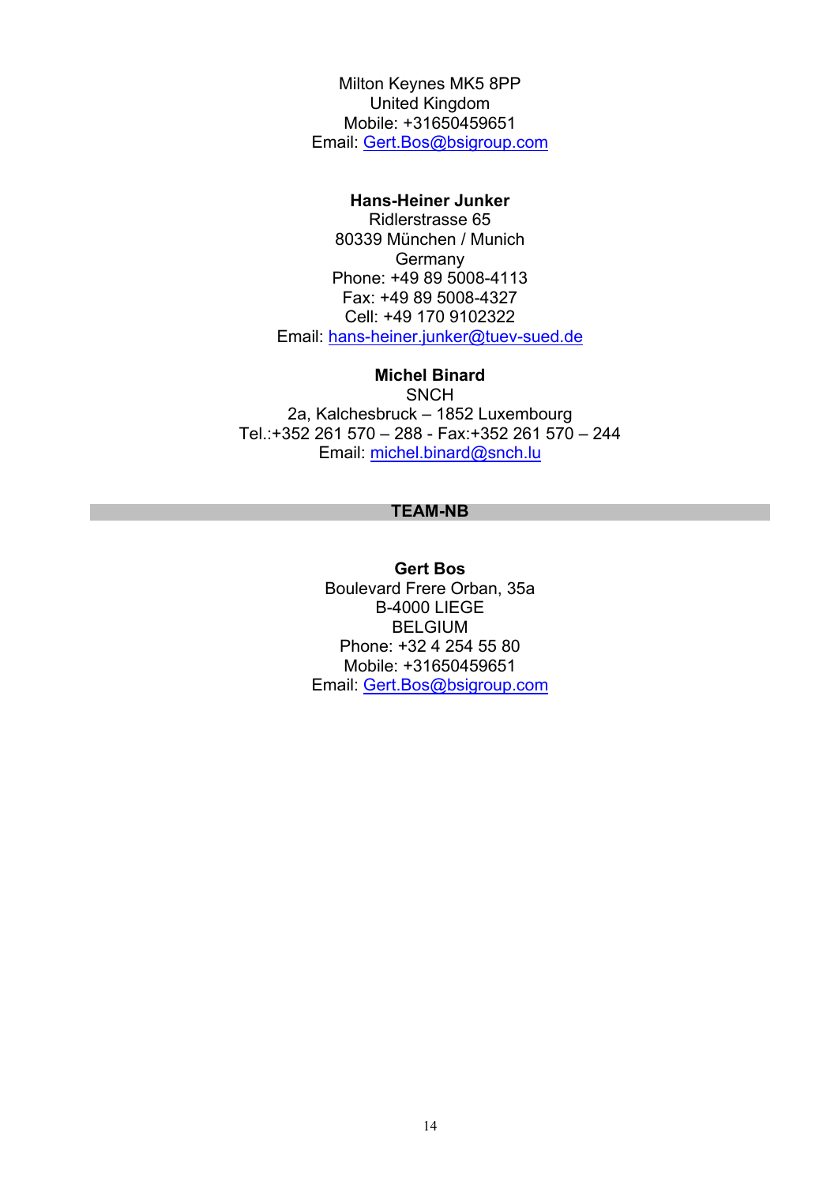Milton Keynes MK5 8PP
United Kingdom
Mobile: +31650459651
Email: Gert.Bos@bsigroup.com

**Hans-Heiner Junker**
Ridlerstrasse 65
80339 München / Munich
Germany
Phone: +49 89 5008-4113
Fax: +49 89 5008-4327
Cell: +49 170 9102322
Email: hans-heiner.junker@tuev-sued.de

**Michel Binard**
SNCH
2a, Kalchesbruck – 1852 Luxembourg
Tel.:+352 261 570 – 288 - Fax:+352 261 570 – 244
Email: michel.binard@snch.lu

## TEAM-NB

**Gert Bos**
Boulevard Frere Orban, 35a
B-4000 LIEGE
BELGIUM
Phone: +32 4 254 55 80
Mobile: +31650459651
Email: Gert.Bos@bsigroup.com